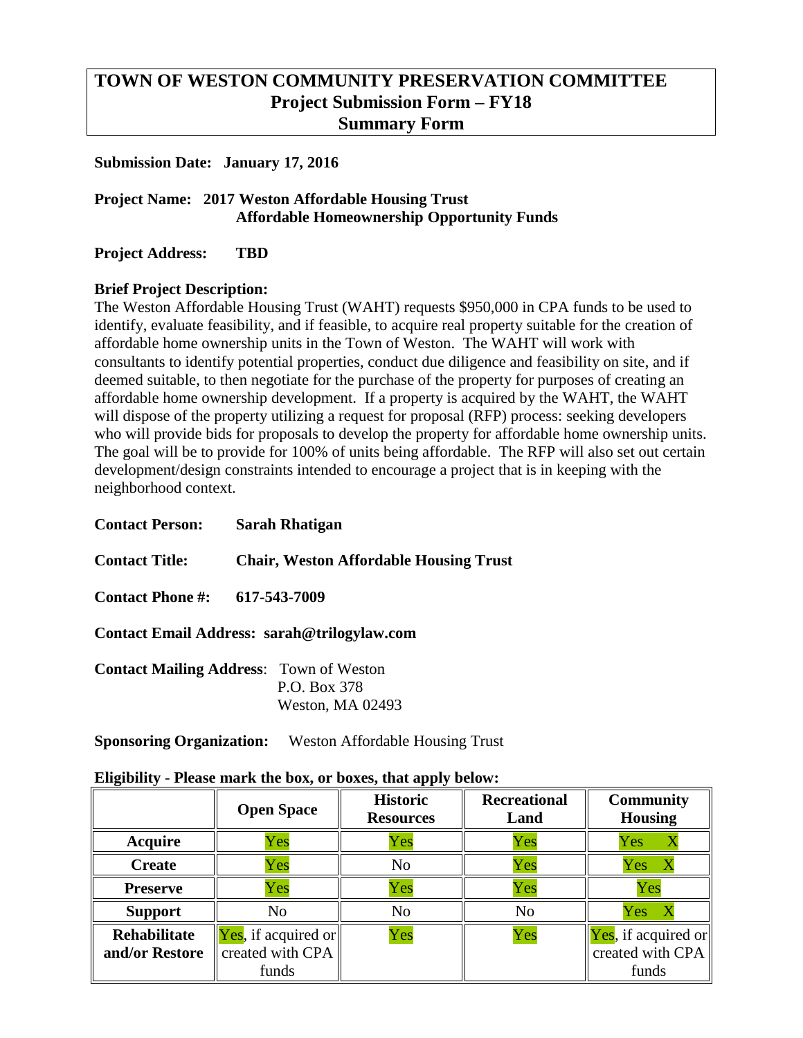# TOWN OF WESTON COMMUNITY PRESERVATION COMMITTEE
## Project Submission Form – FY18
## Summary Form

**Submission Date: January 17, 2016**

**Project Name: 2017 Weston Affordable Housing Trust Affordable Homeownership Opportunity Funds**

**Project Address: TBD**

**Brief Project Description:**

The Weston Affordable Housing Trust (WAHT) requests $950,000 in CPA funds to be used to identify, evaluate feasibility, and if feasible, to acquire real property suitable for the creation of affordable home ownership units in the Town of Weston. The WAHT will work with consultants to identify potential properties, conduct due diligence and feasibility on site, and if deemed suitable, to then negotiate for the purchase of the property for purposes of creating an affordable home ownership development. If a property is acquired by the WAHT, the WAHT will dispose of the property utilizing a request for proposal (RFP) process: seeking developers who will provide bids for proposals to develop the property for affordable home ownership units. The goal will be to provide for 100% of units being affordable. The RFP will also set out certain development/design constraints intended to encourage a project that is in keeping with the neighborhood context.

**Contact Person: Sarah Rhatigan**

**Contact Title: Chair, Weston Affordable Housing Trust**

**Contact Phone #: 617-543-7009**

**Contact Email Address: sarah@trilogylaw.com**

**Contact Mailing Address**: Town of Weston
P.O. Box 378
Weston, MA 02493

**Sponsoring Organization:** Weston Affordable Housing Trust

**Eligibility - Please mark the box, or boxes, that apply below:**

| | Open Space | Historic Resources | Recreational Land | Community Housing |
|---|---|---|---|---|
| **Acquire** | Yes | Yes | Yes | Yes X |
| **Create** | Yes | No | Yes | Yes X |
| **Preserve** | Yes | Yes | Yes | Yes |
| **Support** | No | No | No | Yes X |
| **Rehabilitate and/or Restore** | Yes, if acquired or created with CPA funds | Yes | Yes | Yes, if acquired or created with CPA funds |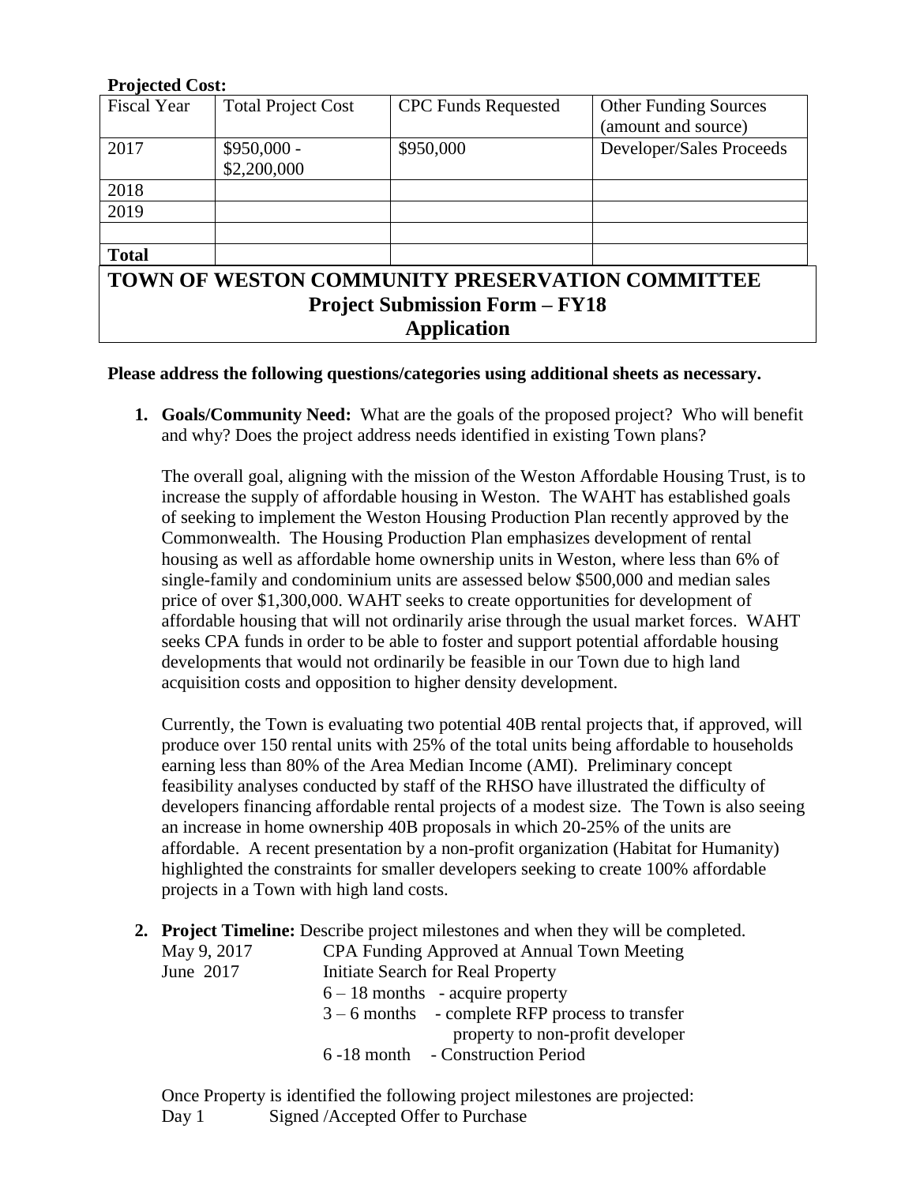**Projected Cost:**

| Fiscal Year | Total Project Cost | CPC Funds Requested | Other Funding Sources (amount and source) |
|---|---|---|---|
| 2017 | \$950,000 - \$2,200,000 | \$950,000 | Developer/Sales Proceeds |
| 2018 | | | |
| 2019 | | | |
| | | | |
| **Total** | | | |

# TOWN OF WESTON COMMUNITY PRESERVATION COMMITTEE
## Project Submission Form – FY18
## Application

**Please address the following questions/categories using additional sheets as necessary.**

1. **Goals/Community Need:** What are the goals of the proposed project? Who will benefit and why? Does the project address needs identified in existing Town plans?

   The overall goal, aligning with the mission of the Weston Affordable Housing Trust, is to increase the supply of affordable housing in Weston. The WAHT has established goals of seeking to implement the Weston Housing Production Plan recently approved by the Commonwealth. The Housing Production Plan emphasizes development of rental housing as well as affordable home ownership units in Weston, where less than 6% of single-family and condominium units are assessed below \$500,000 and median sales price of over \$1,300,000. WAHT seeks to create opportunities for development of affordable housing that will not ordinarily arise through the usual market forces. WAHT seeks CPA funds in order to be able to foster and support potential affordable housing developments that would not ordinarily be feasible in our Town due to high land acquisition costs and opposition to higher density development.

   Currently, the Town is evaluating two potential 40B rental projects that, if approved, will produce over 150 rental units with 25% of the total units being affordable to households earning less than 80% of the Area Median Income (AMI). Preliminary concept feasibility analyses conducted by staff of the RHSO have illustrated the difficulty of developers financing affordable rental projects of a modest size. The Town is also seeing an increase in home ownership 40B proposals in which 20-25% of the units are affordable. A recent presentation by a non-profit organization (Habitat for Humanity) highlighted the constraints for smaller developers seeking to create 100% affordable projects in a Town with high land costs.

2. **Project Timeline:** Describe project milestones and when they will be completed.

   | | |
   |---|---|
   | May 9, 2017 | CPA Funding Approved at Annual Town Meeting |
   | June 2017 | Initiate Search for Real Property |
   | | 6 – 18 months - acquire property |
   | | 3 – 6 months - complete RFP process to transfer property to non-profit developer |
   | | 6 -18 month - Construction Period |

   Once Property is identified the following project milestones are projected:

   Day 1 Signed /Accepted Offer to Purchase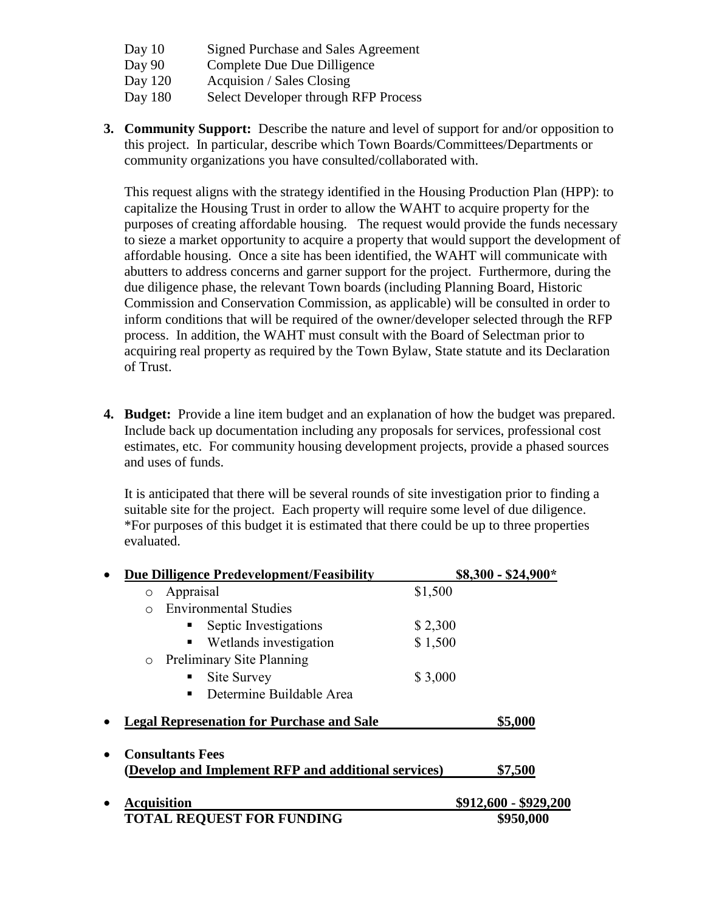| | |
|---|---|
| Day 10 | Signed Purchase and Sales Agreement |
| Day 90 | Complete Due Due Dilligence |
| Day 120 | Acquision / Sales Closing |
| Day 180 | Select Developer through RFP Process |

**3. Community Support:** Describe the nature and level of support for and/or opposition to this project. In particular, describe which Town Boards/Committees/Departments or community organizations you have consulted/collaborated with.

This request aligns with the strategy identified in the Housing Production Plan (HPP): to capitalize the Housing Trust in order to allow the WAHT to acquire property for the purposes of creating affordable housing. The request would provide the funds necessary to sieze a market opportunity to acquire a property that would support the development of affordable housing. Once a site has been identified, the WAHT will communicate with abutters to address concerns and garner support for the project. Furthermore, during the due diligence phase, the relevant Town boards (including Planning Board, Historic Commission and Conservation Commission, as applicable) will be consulted in order to inform conditions that will be required of the owner/developer selected through the RFP process. In addition, the WAHT must consult with the Board of Selectman prior to acquiring real property as required by the Town Bylaw, State statute and its Declaration of Trust.

**4. Budget:** Provide a line item budget and an explanation of how the budget was prepared. Include back up documentation including any proposals for services, professional cost estimates, etc. For community housing development projects, provide a phased sources and uses of funds.

It is anticipated that there will be several rounds of site investigation prior to finding a suitable site for the project. Each property will require some level of due diligence. *For purposes of this budget it is estimated that there could be up to three properties evaluated.

- **Due Dilligence Predevelopment/Feasibility** — **$8,300 - $24,900***
  - Appraisal — $1,500
  - Environmental Studies
    - Septic Investigations — $ 2,300
    - Wetlands investigation — $ 1,500
  - Preliminary Site Planning
    - Site Survey — $ 3,000
    - Determine Buildable Area
- **Legal Represenation for Purchase and Sale** — **$5,000**
- **Consultants Fees (Develop and Implement RFP and additional services)** — **$7,500**
- **Acquisition** — **$912,600 - $929,200**

**TOTAL REQUEST FOR FUNDING** — **$950,000**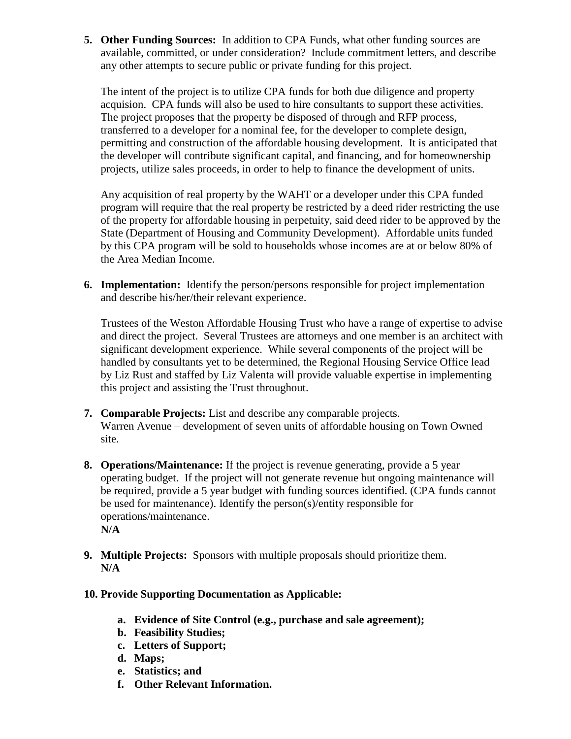5. **Other Funding Sources:** In addition to CPA Funds, what other funding sources are available, committed, or under consideration? Include commitment letters, and describe any other attempts to secure public or private funding for this project.

   The intent of the project is to utilize CPA funds for both due diligence and property acquision. CPA funds will also be used to hire consultants to support these activities. The project proposes that the property be disposed of through and RFP process, transferred to a developer for a nominal fee, for the developer to complete design, permitting and construction of the affordable housing development. It is anticipated that the developer will contribute significant capital, and financing, and for homeownership projects, utilize sales proceeds, in order to help to finance the development of units.

   Any acquisition of real property by the WAHT or a developer under this CPA funded program will require that the real property be restricted by a deed rider restricting the use of the property for affordable housing in perpetuity, said deed rider to be approved by the State (Department of Housing and Community Development). Affordable units funded by this CPA program will be sold to households whose incomes are at or below 80% of the Area Median Income.

6. **Implementation:** Identify the person/persons responsible for project implementation and describe his/her/their relevant experience.

   Trustees of the Weston Affordable Housing Trust who have a range of expertise to advise and direct the project. Several Trustees are attorneys and one member is an architect with significant development experience. While several components of the project will be handled by consultants yet to be determined, the Regional Housing Service Office lead by Liz Rust and staffed by Liz Valenta will provide valuable expertise in implementing this project and assisting the Trust throughout.

7. **Comparable Projects:** List and describe any comparable projects.
   Warren Avenue – development of seven units of affordable housing on Town Owned site.

8. **Operations/Maintenance:** If the project is revenue generating, provide a 5 year operating budget. If the project will not generate revenue but ongoing maintenance will be required, provide a 5 year budget with funding sources identified. (CPA funds cannot be used for maintenance). Identify the person(s)/entity responsible for operations/maintenance.
   **N/A**

9. **Multiple Projects:** Sponsors with multiple proposals should prioritize them.
   **N/A**

10. **Provide Supporting Documentation as Applicable:**

    a. **Evidence of Site Control (e.g., purchase and sale agreement);**
    b. **Feasibility Studies;**
    c. **Letters of Support;**
    d. **Maps;**
    e. **Statistics; and**
    f. **Other Relevant Information.**